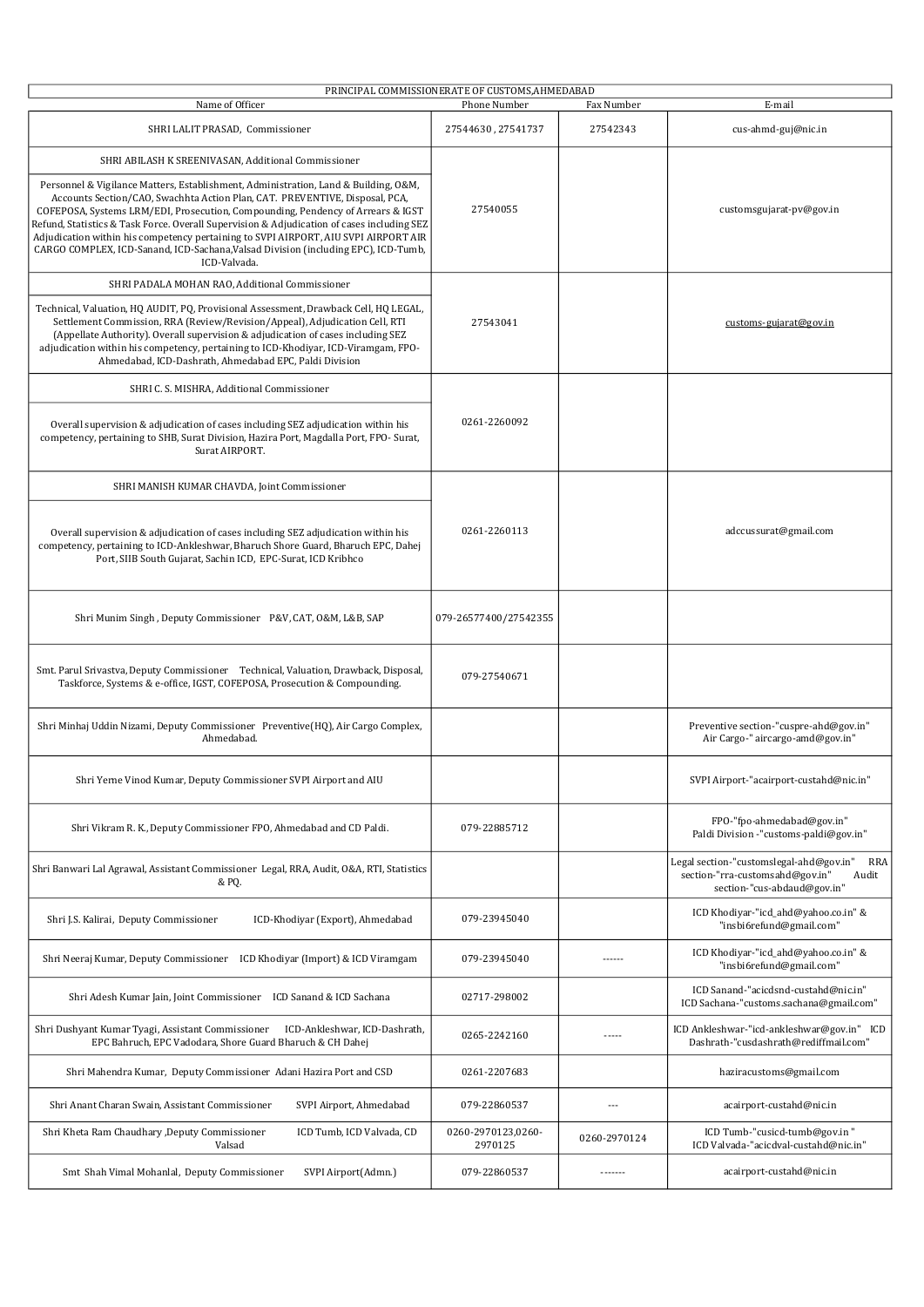| PRINCIPAL COMMISSIONERATE OF CUSTOMS,AHMEDABAD | | | |
|---|---|---|---|
| Name of Officer | Phone Number | Fax Number | E-mail |
| SHRI LALIT PRASAD, Commissioner | 27544630 , 27541737 | 27542343 | cus-ahmd-guj@nic.in |
| SHRI ABILASH K SREENIVASAN, Additional Commissioner<br><br>Personnel & Vigilance Matters, Establishment, Administration, Land & Building, O&M, Accounts Section/CAO, Swachhta Action Plan, CAT. PREVENTIVE, Disposal, PCA, COFEPOSA, Systems LRM/EDI, Prosecution, Compounding, Pendency of Arrears & IGST Refund, Statistics & Task Force. Overall Supervision & Adjudication of cases including SEZ Adjudication within his competency pertaining to SVPI AIRPORT, AIU SVPI AIRPORT AIR CARGO COMPLEX, ICD-Sanand, ICD-Sachana,Valsad Division (including EPC), ICD-Tumb, ICD-Valvada. | 27540055 | | customsgujarat-pv@gov.in |
| SHRI PADALA MOHAN RAO, Additional Commissioner<br><br>Technical, Valuation, HQ AUDIT, PQ, Provisional Assessment, Drawback Cell, HQ LEGAL, Settlement Commission, RRA (Review/Revision/Appeal), Adjudication Cell, RTI (Appellate Authority). Overall supervision & adjudication of cases including SEZ adjudication within his competency, pertaining to ICD-Khodiyar, ICD-Viramgam, FPO-Ahmedabad, ICD-Dashrath, Ahmedabad EPC, Paldi Division | 27543041 | | customs-gujarat@gov.in |
| SHRI C. S. MISHRA, Additional Commissioner<br><br>Overall supervision & adjudication of cases including SEZ adjudication within his competency, pertaining to SHB, Surat Division, Hazira Port, Magdalla Port, FPO- Surat, Surat AIRPORT. | 0261-2260092 | | |
| SHRI MANISH KUMAR CHAVDA, Joint Commissioner<br><br>Overall supervision & adjudication of cases including SEZ adjudication within his competency, pertaining to ICD-Ankleshwar, Bharuch Shore Guard, Bharuch EPC, Dahej Port, SIIB South Gujarat, Sachin ICD, EPC-Surat, ICD Kribhco | 0261-2260113 | | adccussurat@gmail.com |
| Shri Munim Singh , Deputy Commissioner P&V, CAT, O&M, L&B, SAP | 079-26577400/27542355 | | |
| Smt. Parul Srivastva, Deputy Commissioner Technical, Valuation, Drawback, Disposal, Taskforce, Systems & e-office, IGST, COFEPOSA, Prosecution & Compounding. | 079-27540671 | | |
| Shri Minhaj Uddin Nizami, Deputy Commissioner Preventive(HQ), Air Cargo Complex, Ahmedabad. | | | Preventive section-"cuspre-ahd@gov.in" Air Cargo-" aircargo-amd@gov.in" |
| Shri Yerne Vinod Kumar, Deputy Commissioner SVPI Airport and AIU | | | SVPI Airport-"acairport-custahd@nic.in" |
| Shri Vikram R. K., Deputy Commissioner FPO, Ahmedabad and CD Paldi. | 079-22885712 | | FPO-"fpo-ahmedabad@gov.in" Paldi Division -"customs-paldi@gov.in" |
| Shri Banwari Lal Agrawal, Assistant Commissioner Legal, RRA, Audit, O&A, RTI, Statistics & PQ. | | | Legal section-"customslegal-ahd@gov.in" RRA section-"rra-customsahd@gov.in" Audit section-"cus-abdaud@gov.in" |
| Shri J.S. Kalirai, Deputy Commissioner ICD-Khodiyar (Export), Ahmedabad | 079-23945040 | | ICD Khodiyar-"icd_ahd@yahoo.co.in" & "insbi6refund@gmail.com" |
| Shri Neeraj Kumar, Deputy Commissioner ICD Khodiyar (Import) & ICD Viramgam | 079-23945040 | ------ | ICD Khodiyar-"icd_ahd@yahoo.co.in" & "insbi6refund@gmail.com" |
| Shri Adesh Kumar Jain, Joint Commissioner ICD Sanand & ICD Sachana | 02717-298002 | | ICD Sanand-"acicdsnd-custahd@nic.in" ICD Sachana-"customs.sachana@gmail.com" |
| Shri Dushyant Kumar Tyagi, Assistant Commissioner ICD-Ankleshwar, ICD-Dashrath, EPC Bahruch, EPC Vadodara, Shore Guard Bharuch & CH Dahej | 0265-2242160 | ----- | ICD Ankleshwar-"icd-ankleshwar@gov.in" ICD Dashrath-"cusdashrath@rediffmail.com" |
| Shri Mahendra Kumar, Deputy Commissioner Adani Hazira Port and CSD | 0261-2207683 | | haziracustoms@gmail.com |
| Shri Anant Charan Swain, Assistant Commissioner SVPI Airport, Ahmedabad | 079-22860537 | --- | acairport-custahd@nic.in |
| Shri Kheta Ram Chaudhary ,Deputy Commissioner ICD Tumb, ICD Valvada, CD Valsad | 0260-2970123,0260-2970125 | 0260-2970124 | ICD Tumb-"cusicd-tumb@gov.in " ICD Valvada-"acicdval-custahd@nic.in" |
| Smt Shah Vimal Mohanlal, Deputy Commissioner SVPI Airport(Admn.) | 079-22860537 | ------- | acairport-custahd@nic.in |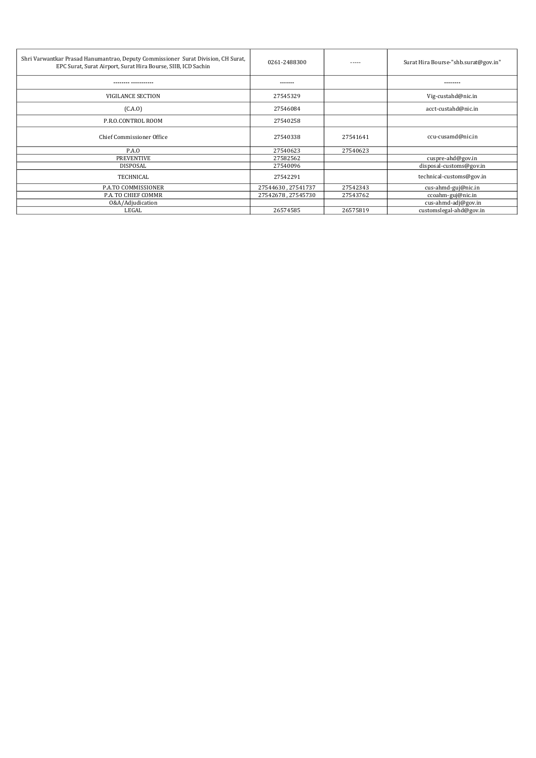| | | | |
|---|---|---|---|
| Shri Varwantkar Prasad Hanumantrao, Deputy Commissioner Surat Division, CH Surat, EPC Surat, Surat Airport, Surat Hira Bourse, SIIB, ICD Sachin | 0261-2488300 | ----- | Surat Hira Bourse-"shb.surat@gov.in" |
| -------- ----------- | ------- | | -------- |
| VIGILANCE SECTION | 27545329 | | Vig-custahd@nic.in |
| (C.A.O) | 27546084 | | acct-custahd@nic.in |
| P.R.O.CONTROL ROOM | 27540258 | | |
| Chief Commissioner Office | 27540338 | 27541641 | ccu-cusamd@nic.in |
| P.A.O | 27540623 | 27540623 | |
| PREVENTIVE | 27582562 | | cuspre-ahd@gov.in |
| DISPOSAL | 27540096 | | disposal-customs@gov.in |
| TECHNICAL | 27542291 | | technical-customs@gov.in |
| P.A.TO COMMISSIONER | 27544630 , 27541737 | 27542343 | cus-ahmd-guj@nic.in |
| P.A. TO CHIEF COMMR | 27542678 , 27545730 | 27543762 | ccoahm-guj@nic.in |
| O&A/Adjudication | | | cus-ahmd-adj@gov.in |
| LEGAL | 26574585 | 26575819 | customslegal-ahd@gov.in |